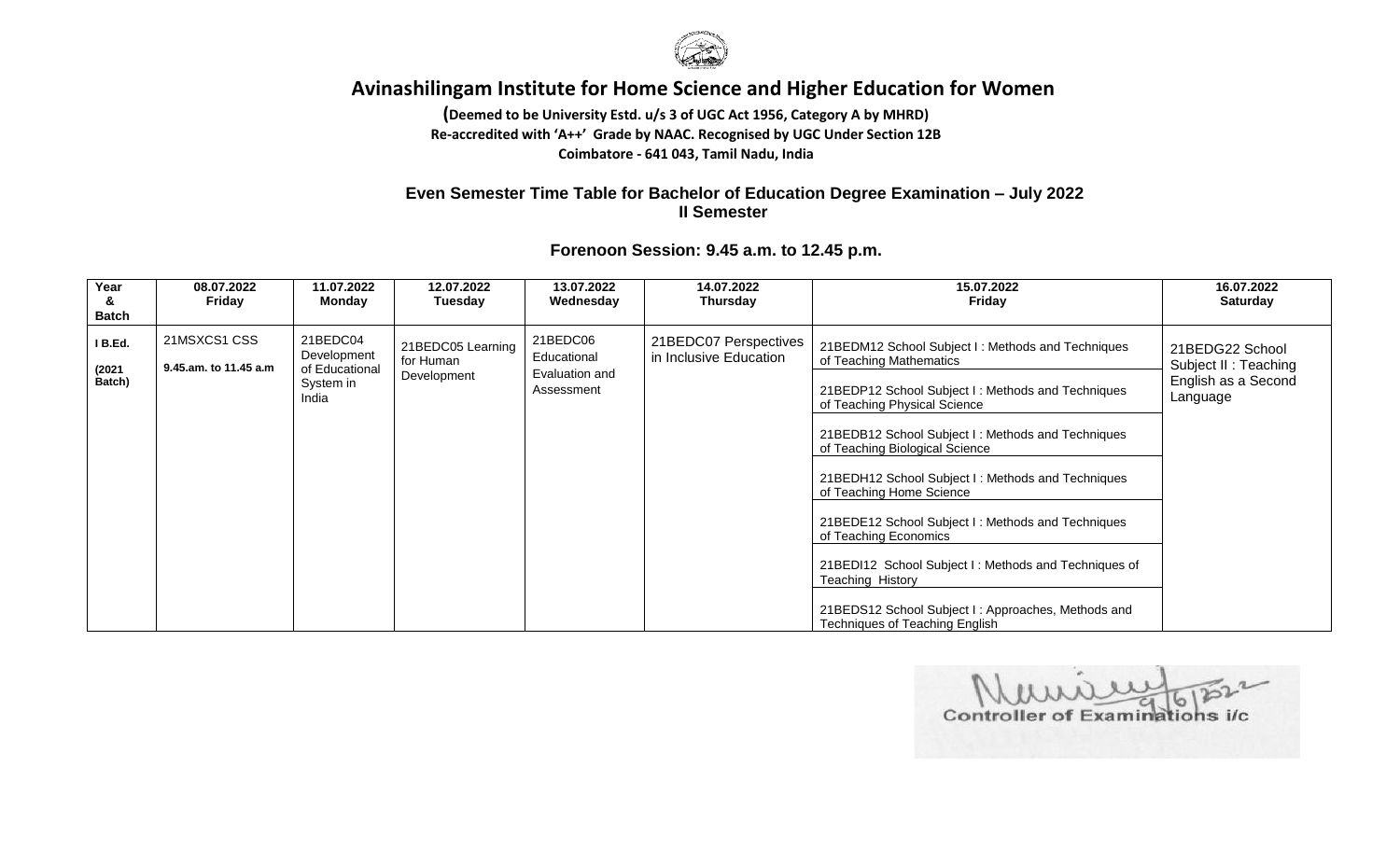# Avinashilingam Institute for Home Science and Higher Education for Women

**(Deemed to be University Estd. u/s 3 of UGC Act 1956, Category A by MHRD)**
**Re-accredited with 'A++' Grade by NAAC. Recognised by UGC Under Section 12B**
**Coimbatore - 641 043, Tamil Nadu, India**

## Even Semester Time Table for Bachelor of Education Degree Examination – July 2022
## II Semester

### Forenoon Session: 9.45 a.m. to 12.45 p.m.

| Year & Batch | 08.07.2022 Friday | 11.07.2022 Monday | 12.07.2022 Tuesday | 13.07.2022 Wednesday | 14.07.2022 Thursday | 15.07.2022 Friday | 16.07.2022 Saturday |
|---|---|---|---|---|---|---|---|
| I B.Ed. (2021 Batch) | 21MSXCS1 CSS 9.45.am. to 11.45 a.m | 21BEDC04 Development of Educational System in India | 21BEDC05 Learning for Human Development | 21BEDC06 Educational Evaluation and Assessment | 21BEDC07 Perspectives in Inclusive Education | 21BEDM12 School Subject I : Methods and Techniques of Teaching Mathematics | 21BEDG22 School Subject II : Teaching English as a Second Language |
| | | | | | | 21BEDP12 School Subject I : Methods and Techniques of Teaching Physical Science | |
| | | | | | | 21BEDB12 School Subject I : Methods and Techniques of Teaching Biological Science | |
| | | | | | | 21BEDH12 School Subject I : Methods and Techniques of Teaching Home Science | |
| | | | | | | 21BEDE12 School Subject I : Methods and Techniques of Teaching Economics | |
| | | | | | | 21BEDI12 School Subject I : Methods and Techniques of Teaching History | |
| | | | | | | 21BEDS12 School Subject I : Approaches, Methods and Techniques of Teaching English | |

9/6/2022
Controller of Examinations i/c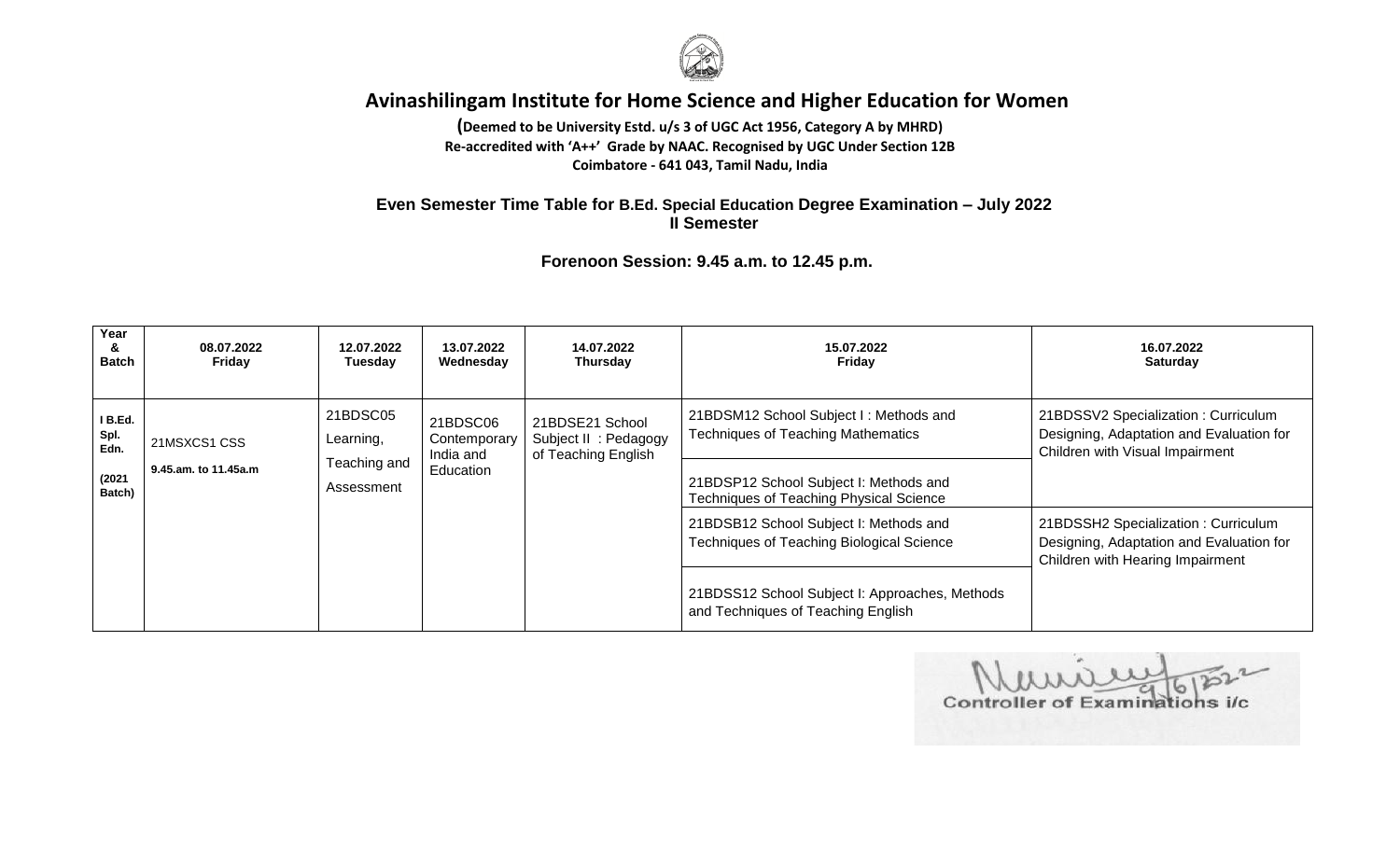# Avinashilingam Institute for Home Science and Higher Education for Women

**(Deemed to be University Estd. u/s 3 of UGC Act 1956, Category A by MHRD)**
**Re-accredited with 'A++' Grade by NAAC. Recognised by UGC Under Section 12B**
**Coimbatore - 641 043, Tamil Nadu, India**

**Even Semester Time Table for B.Ed. Special Education Degree Examination – July 2022**
**II Semester**

**Forenoon Session: 9.45 a.m. to 12.45 p.m.**

| Year & Batch | 08.07.2022 Friday | 12.07.2022 Tuesday | 13.07.2022 Wednesday | 14.07.2022 Thursday | 15.07.2022 Friday | 16.07.2022 Saturday |
|---|---|---|---|---|---|---|
| I B.Ed. Spl. Edn. (2021 Batch) | 21MSXCS1 CSS 9.45.am. to 11.45a.m | 21BDSC05 Learning, Teaching and Assessment | 21BDSC06 Contemporary India and Education | 21BDSE21 School Subject II : Pedagogy of Teaching English | 21BDSM12 School Subject I : Methods and Techniques of Teaching Mathematics | 21BDSSV2 Specialization : Curriculum Designing, Adaptation and Evaluation for Children with Visual Impairment |
| | | | | | 21BDSP12 School Subject I: Methods and Techniques of Teaching Physical Science | |
| | | | | | 21BDSB12 School Subject I: Methods and Techniques of Teaching Biological Science | 21BDSSH2 Specialization : Curriculum Designing, Adaptation and Evaluation for Children with Hearing Impairment |
| | | | | | 21BDSS12 School Subject I: Approaches, Methods and Techniques of Teaching English | |

Controller of Examinations i/c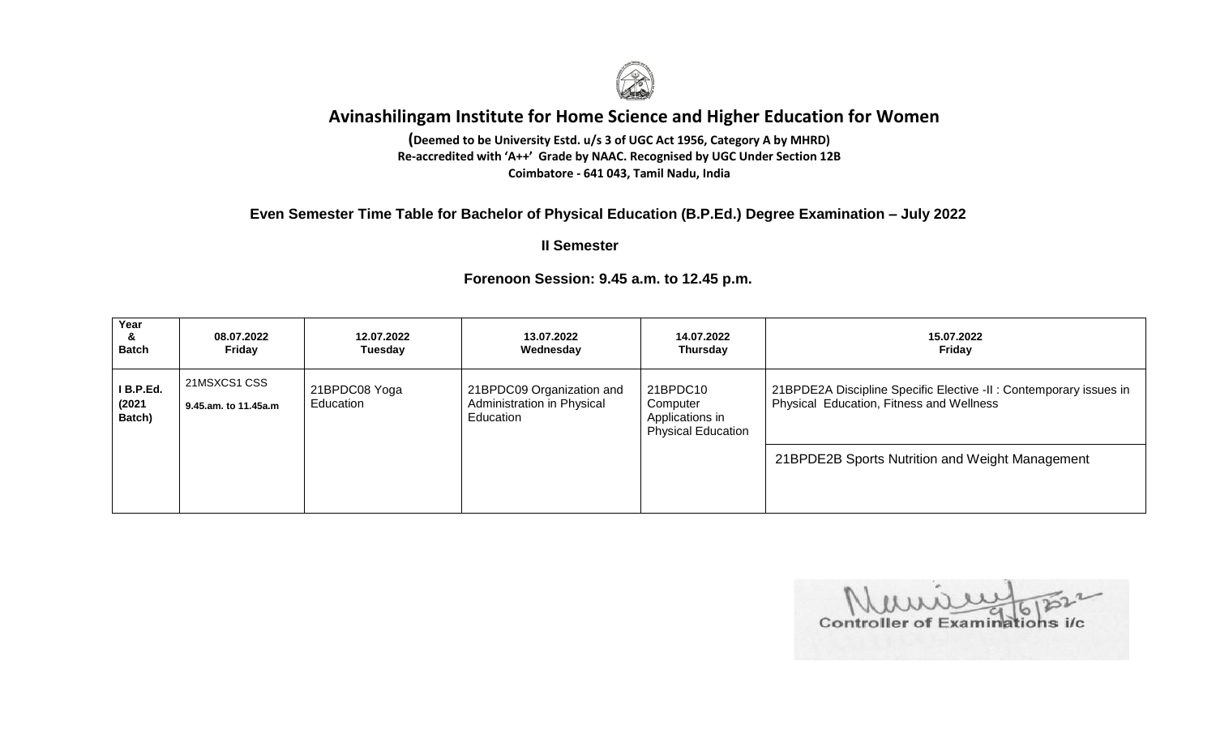# Avinashilingam Institute for Home Science and Higher Education for Women

**(Deemed to be University Estd. u/s 3 of UGC Act 1956, Category A by MHRD)**
**Re-accredited with 'A++' Grade by NAAC. Recognised by UGC Under Section 12B**
**Coimbatore - 641 043, Tamil Nadu, India**

## Even Semester Time Table for Bachelor of Physical Education (B.P.Ed.) Degree Examination – July 2022

### II Semester

### Forenoon Session: 9.45 a.m. to 12.45 p.m.

| Year & Batch | 08.07.2022 Friday | 12.07.2022 Tuesday | 13.07.2022 Wednesday | 14.07.2022 Thursday | 15.07.2022 Friday |
|---|---|---|---|---|---|
| I B.P.Ed. (2021 Batch) | 21MSXCS1 CSS **9.45.am. to 11.45a.m** | 21BPDC08 Yoga Education | 21BPDC09 Organization and Administration in Physical Education | 21BPDC10 Computer Applications in Physical Education | 21BPDE2A Discipline Specific Elective -II : Contemporary issues in Physical Education, Fitness and Wellness |
| | | | | | 21BPDE2B Sports Nutrition and Weight Management |

Controller of Examinations i/c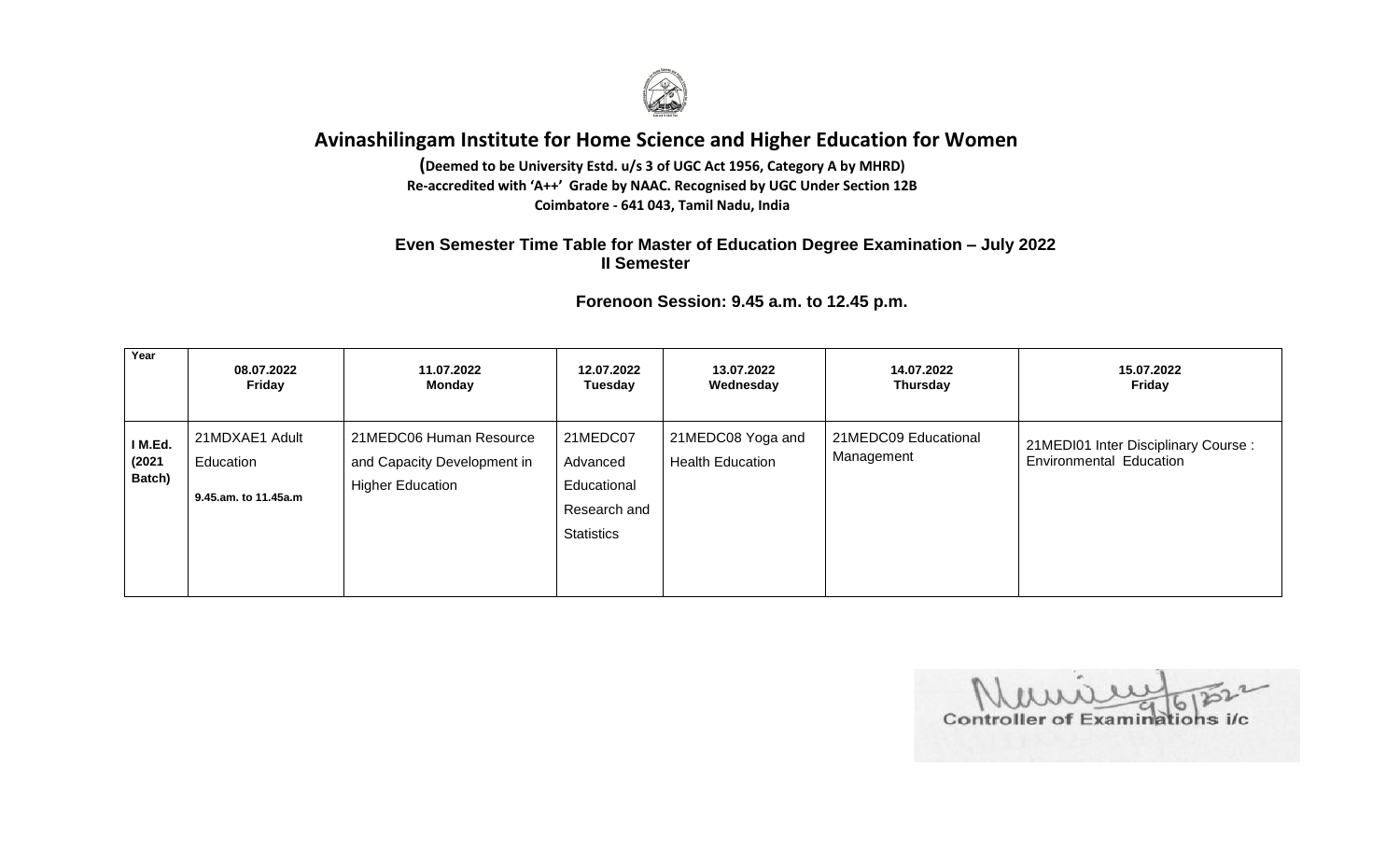# Avinashilingam Institute for Home Science and Higher Education for Women

**(Deemed to be University Estd. u/s 3 of UGC Act 1956, Category A by MHRD)**
**Re-accredited with 'A++' Grade by NAAC. Recognised by UGC Under Section 12B**
**Coimbatore - 641 043, Tamil Nadu, India**

**Even Semester Time Table for Master of Education Degree Examination – July 2022**
**II Semester**

**Forenoon Session: 9.45 a.m. to 12.45 p.m.**

| Year | 08.07.2022 Friday | 11.07.2022 Monday | 12.07.2022 Tuesday | 13.07.2022 Wednesday | 14.07.2022 Thursday | 15.07.2022 Friday |
|---|---|---|---|---|---|---|
| **I M.Ed. (2021 Batch)** | 21MDXAE1 Adult Education **9.45.am. to 11.45a.m** | 21MEDC06 Human Resource and Capacity Development in Higher Education | 21MEDC07 Advanced Educational Research and Statistics | 21MEDC08 Yoga and Health Education | 21MEDC09 Educational Management | 21MEDI01 Inter Disciplinary Course : Environmental Education |

9/6/2022
Controller of Examinations i/c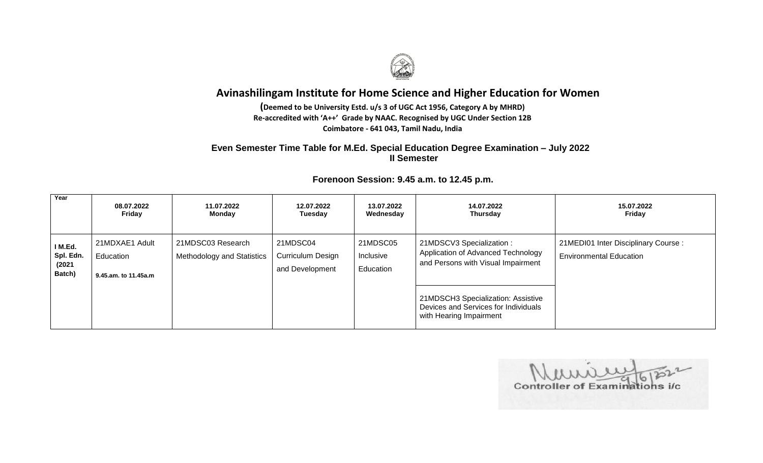# Avinashilingam Institute for Home Science and Higher Education for Women

**(Deemed to be University Estd. u/s 3 of UGC Act 1956, Category A by MHRD)**
**Re-accredited with 'A++' Grade by NAAC. Recognised by UGC Under Section 12B**
**Coimbatore - 641 043, Tamil Nadu, India**

**Even Semester Time Table for M.Ed. Special Education Degree Examination – July 2022**
**II Semester**

**Forenoon Session: 9.45 a.m. to 12.45 p.m.**

| Year | 08.07.2022 Friday | 11.07.2022 Monday | 12.07.2022 Tuesday | 13.07.2022 Wednesday | 14.07.2022 Thursday | 15.07.2022 Friday |
|---|---|---|---|---|---|---|
| I M.Ed. Spl. Edn. (2021 Batch) | 21MDXAE1 Adult Education 9.45.am. to 11.45a.m | 21MDSC03 Research Methodology and Statistics | 21MDSC04 Curriculum Design and Development | 21MDSC05 Inclusive Education | 21MDSCV3 Specialization : Application of Advanced Technology and Persons with Visual Impairment | 21MEDI01 Inter Disciplinary Course : Environmental Education |
| | | | | | 21MDSCH3 Specialization: Assistive Devices and Services for Individuals with Hearing Impairment | |

9/6/2022
Controller of Examinations i/c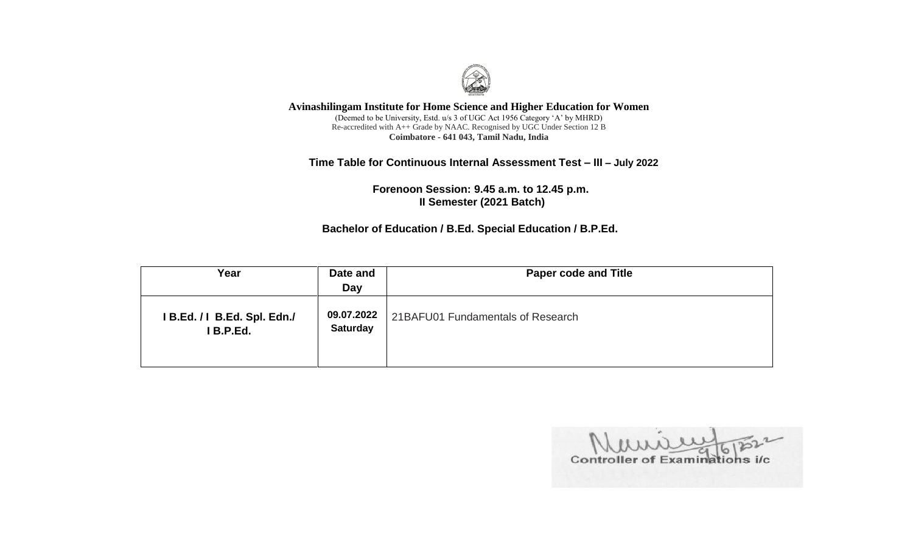**Avinashilingam Institute for Home Science and Higher Education for Women**

(Deemed to be University, Estd. u/s 3 of UGC Act 1956 Category 'A' by MHRD)
Re-accredited with A++ Grade by NAAC. Recognised by UGC Under Section 12 B
**Coimbatore - 641 043, Tamil Nadu, India**

**Time Table for Continuous Internal Assessment Test – III – July 2022**

**Forenoon Session: 9.45 a.m. to 12.45 p.m.**
**II Semester (2021 Batch)**

**Bachelor of Education / B.Ed. Special Education / B.P.Ed.**

| Year | Date and Day | Paper code and Title |
|---|---|---|
| **I B.Ed. / I B.Ed. Spl. Edn./ I B.P.Ed.** | **09.07.2022 Saturday** | 21BAFU01 Fundamentals of Research |

9/6/2022
Controller of Examinations i/c